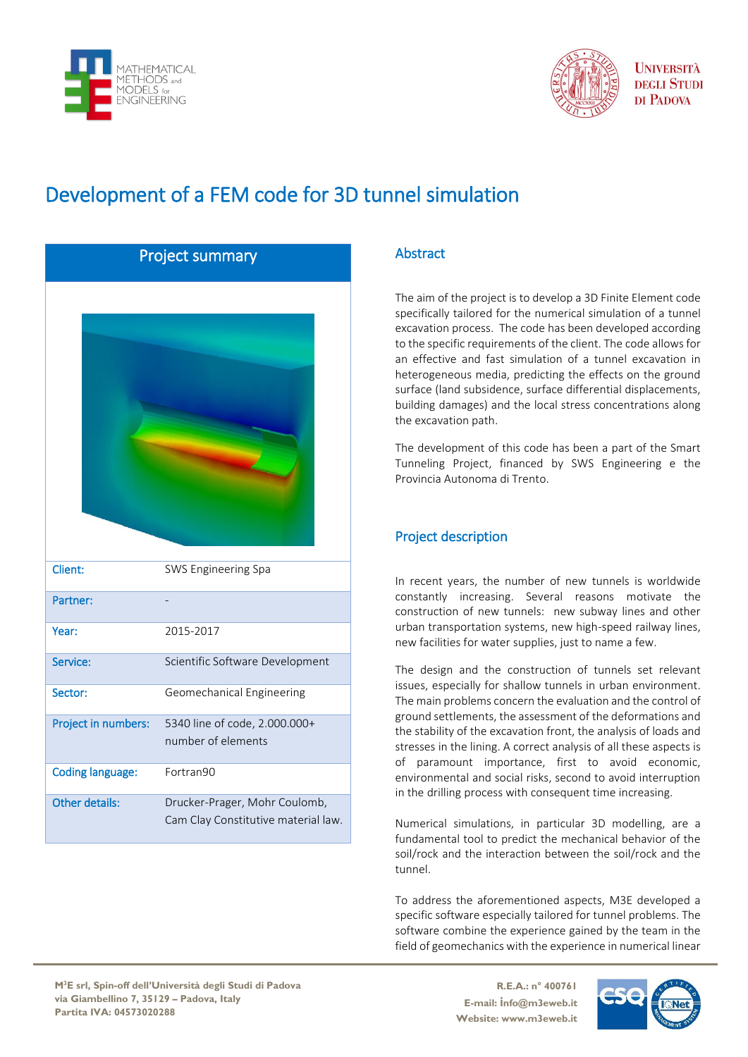# Development of a FEM code for 3D tunnel simulation

## Project summary

| | |
|---|---|
| Client: | SWS Engineering Spa |
| Partner: | - |
| Year: | 2015-2017 |
| Service: | Scientific Software Development |
| Sector: | Geomechanical Engineering |
| Project in numbers: | 5340 line of code, 2.000.000+ number of elements |
| Coding language: | Fortran90 |
| Other details: | Drucker-Prager, Mohr Coulomb, Cam Clay Constitutive material law. |

## Abstract

The aim of the project is to develop a 3D Finite Element code specifically tailored for the numerical simulation of a tunnel excavation process. The code has been developed according to the specific requirements of the client. The code allows for an effective and fast simulation of a tunnel excavation in heterogeneous media, predicting the effects on the ground surface (land subsidence, surface differential displacements, building damages) and the local stress concentrations along the excavation path.

The development of this code has been a part of the Smart Tunneling Project, financed by SWS Engineering e the Provincia Autonoma di Trento.

## Project description

In recent years, the number of new tunnels is worldwide constantly increasing. Several reasons motivate the construction of new tunnels: new subway lines and other urban transportation systems, new high-speed railway lines, new facilities for water supplies, just to name a few.

The design and the construction of tunnels set relevant issues, especially for shallow tunnels in urban environment. The main problems concern the evaluation and the control of ground settlements, the assessment of the deformations and the stability of the excavation front, the analysis of loads and stresses in the lining. A correct analysis of all these aspects is of paramount importance, first to avoid economic, environmental and social risks, second to avoid interruption in the drilling process with consequent time increasing.

Numerical simulations, in particular 3D modelling, are a fundamental tool to predict the mechanical behavior of the soil/rock and the interaction between the soil/rock and the tunnel.

To address the aforementioned aspects, M3E developed a specific software especially tailored for tunnel problems. The software combine the experience gained by the team in the field of geomechanics with the experience in numerical linear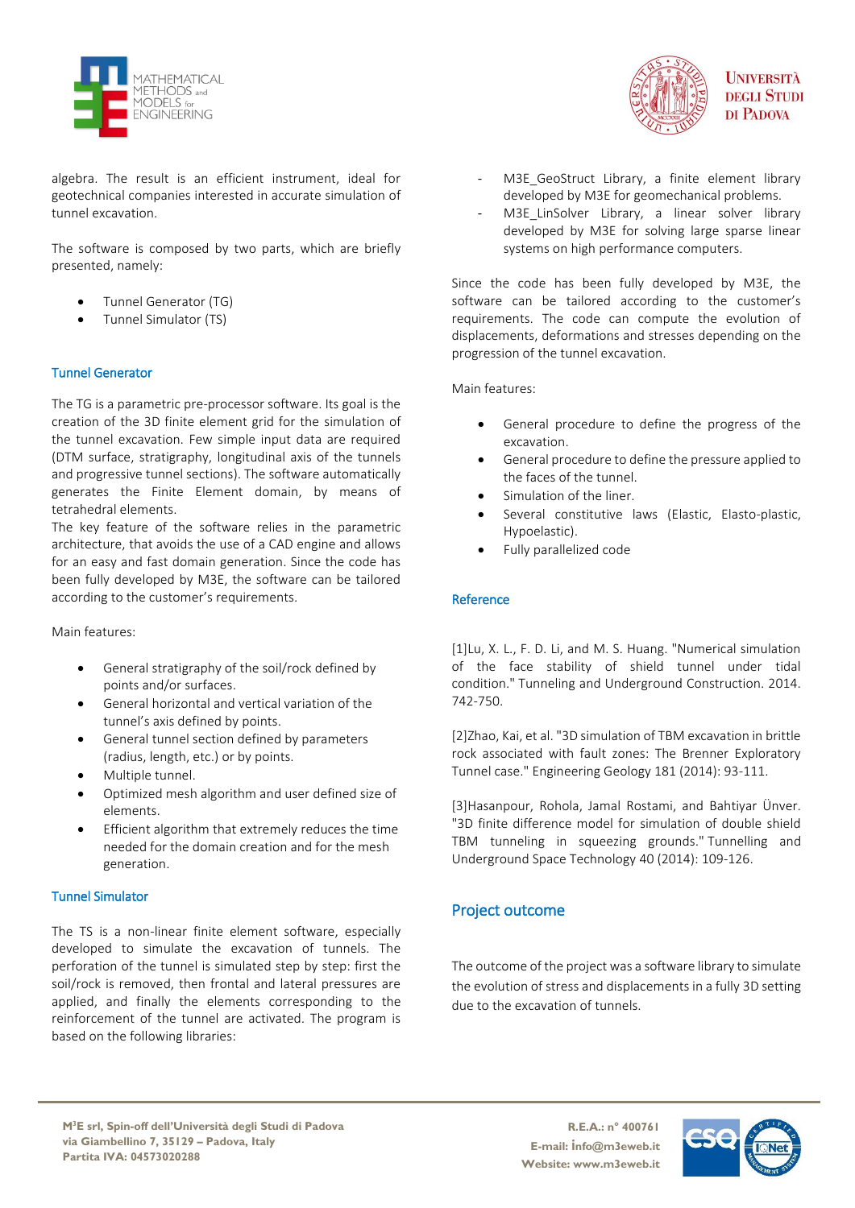algebra. The result is an efficient instrument, ideal for geotechnical companies interested in accurate simulation of tunnel excavation.

The software is composed by two parts, which are briefly presented, namely:

- Tunnel Generator (TG)
- Tunnel Simulator (TS)

### Tunnel Generator

The TG is a parametric pre-processor software. Its goal is the creation of the 3D finite element grid for the simulation of the tunnel excavation. Few simple input data are required (DTM surface, stratigraphy, longitudinal axis of the tunnels and progressive tunnel sections). The software automatically generates the Finite Element domain, by means of tetrahedral elements.
The key feature of the software relies in the parametric architecture, that avoids the use of a CAD engine and allows for an easy and fast domain generation. Since the code has been fully developed by M3E, the software can be tailored according to the customer's requirements.

Main features:

- General stratigraphy of the soil/rock defined by points and/or surfaces.
- General horizontal and vertical variation of the tunnel's axis defined by points.
- General tunnel section defined by parameters (radius, length, etc.) or by points.
- Multiple tunnel.
- Optimized mesh algorithm and user defined size of elements.
- Efficient algorithm that extremely reduces the time needed for the domain creation and for the mesh generation.

### Tunnel Simulator

The TS is a non-linear finite element software, especially developed to simulate the excavation of tunnels. The perforation of the tunnel is simulated step by step: first the soil/rock is removed, then frontal and lateral pressures are applied, and finally the elements corresponding to the reinforcement of the tunnel are activated. The program is based on the following libraries:

- M3E_GeoStruct Library, a finite element library developed by M3E for geomechanical problems.
- M3E_LinSolver Library, a linear solver library developed by M3E for solving large sparse linear systems on high performance computers.

Since the code has been fully developed by M3E, the software can be tailored according to the customer's requirements. The code can compute the evolution of displacements, deformations and stresses depending on the progression of the tunnel excavation.

Main features:

- General procedure to define the progress of the excavation.
- General procedure to define the pressure applied to the faces of the tunnel.
- Simulation of the liner.
- Several constitutive laws (Elastic, Elasto-plastic, Hypoelastic).
- Fully parallelized code

### Reference

[1]Lu, X. L., F. D. Li, and M. S. Huang. "Numerical simulation of the face stability of shield tunnel under tidal condition." Tunneling and Underground Construction. 2014. 742-750.

[2]Zhao, Kai, et al. "3D simulation of TBM excavation in brittle rock associated with fault zones: The Brenner Exploratory Tunnel case." Engineering Geology 181 (2014): 93-111.

[3]Hasanpour, Rohola, Jamal Rostami, and Bahtiyar Ünver. "3D finite difference model for simulation of double shield TBM tunneling in squeezing grounds." Tunnelling and Underground Space Technology 40 (2014): 109-126.

## Project outcome

The outcome of the project was a software library to simulate the evolution of stress and displacements in a fully 3D setting due to the excavation of tunnels.